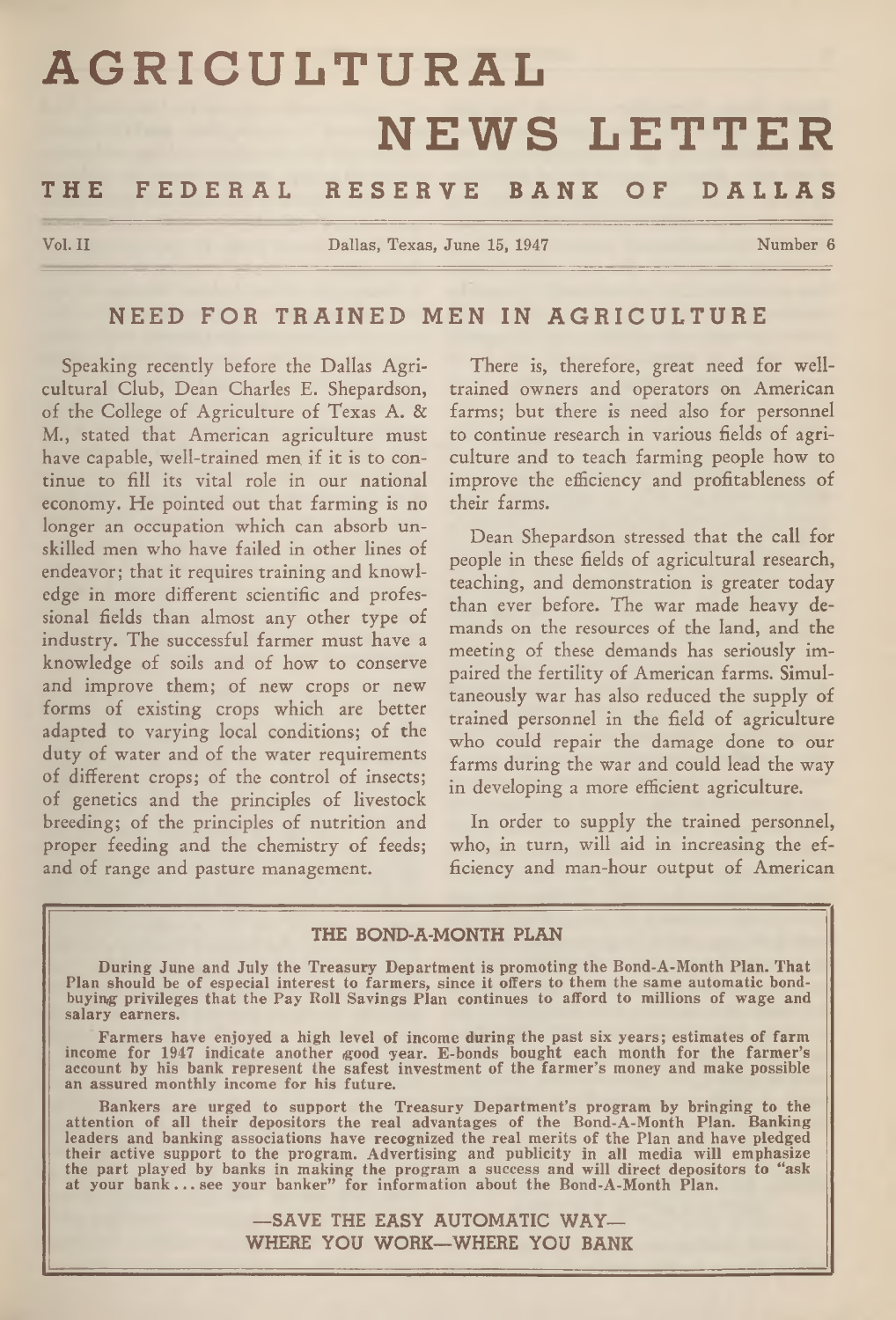# AGRICULTURAL NEWS LETTER

## THE FEDERAL RESERVE BANK OF DALLAS

Vol. II — Dallas, Texas, June 15, 1947 — Number 6

## NEED FOR TRAINED MEN IN AGRICULTURE

Speaking recently before the Dallas Agricultural Club, Dean Charles E. Shepardson, of the College of Agriculture of Texas A. & M., stated that American agriculture must have capable, well-trained men if it is to continue to fill its vital role in our national economy. He pointed out that farming is no longer an occupation which can absorb unskilled men who have failed in other lines of endeavor; that it requires training and knowledge in more different scientific and professional fields than almost any other type of industry. The successful farmer must have a knowledge of soils and of how to conserve and improve them; of new crops or new forms of existing crops which are better adapted to varying local conditions; of the duty of water and of the water requirements of different crops; of the control of insects; of genetics and the principles of livestock breeding; of the principles of nutrition and proper feeding and the chemistry of feeds; and of range and pasture management.

There is, therefore, great need for well-trained owners and operators on American farms; but there is need also for personnel to continue research in various fields of agriculture and to teach farming people how to improve the efficiency and profitableness of their farms.

Dean Shepardson stressed that the call for people in these fields of agricultural research, teaching, and demonstration is greater today than ever before. The war made heavy demands on the resources of the land, and the meeting of these demands has seriously impaired the fertility of American farms. Simultaneously war has also reduced the supply of trained personnel in the field of agriculture who could repair the damage done to our farms during the war and could lead the way in developing a more efficient agriculture.

In order to supply the trained personnel, who, in turn, will aid in increasing the efficiency and man-hour output of American

### THE BOND-A-MONTH PLAN

**During June and July the Treasury Department is promoting the Bond-A-Month Plan. That Plan should be of especial interest to farmers, since it offers to them the same automatic bond-buying privileges that the Pay Roll Savings Plan continues to afford to millions of wage and salary earners.**

**Farmers have enjoyed a high level of income during the past six years; estimates of farm income for 1947 indicate another good year. E-bonds bought each month for the farmer's account by his bank represent the safest investment of the farmer's money and make possible an assured monthly income for his future.**

**Bankers are urged to support the Treasury Department's program by bringing to the attention of all their depositors the real advantages of the Bond-A-Month Plan. Banking leaders and banking associations have recognized the real merits of the Plan and have pledged their active support to the program. Advertising and publicity in all media will emphasize the part played by banks in making the program a success and will direct depositors to "ask at your bank ... see your banker" for information about the Bond-A-Month Plan.**

**—SAVE THE EASY AUTOMATIC WAY—**
**WHERE YOU WORK—WHERE YOU BANK**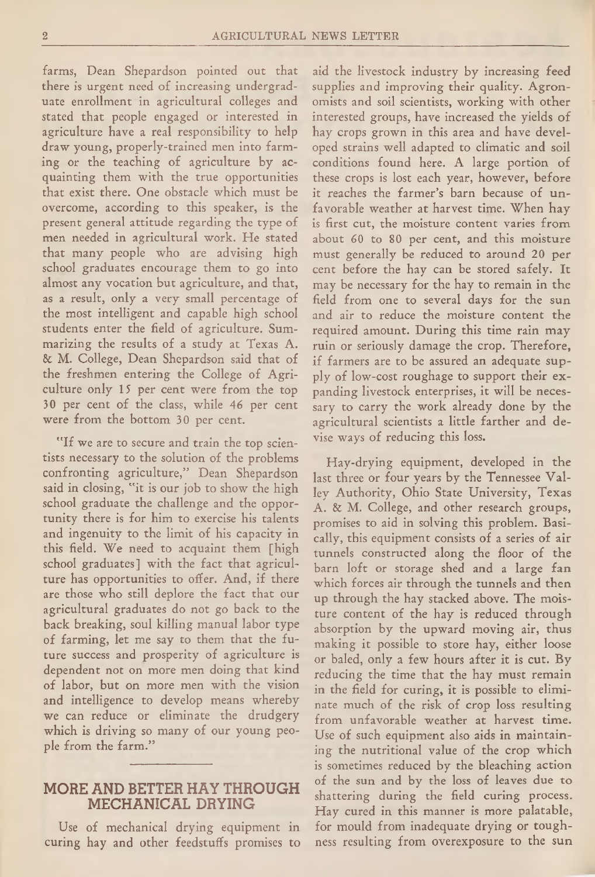farms, Dean Shepardson pointed out that there is urgent need of increasing undergraduate enrollment in agricultural colleges and stated that people engaged or interested in agriculture have a real responsibility to help draw young, properly-trained men into farming or the teaching of agriculture by acquainting them with the true opportunities that exist there. One obstacle which must be overcome, according to this speaker, is the present general attitude regarding the type of men needed in agricultural work. He stated that many people who are advising high school graduates encourage them to go into almost any vocation but agriculture, and that, as a result, only a very small percentage of the most intelligent and capable high school students enter the field of agriculture. Summarizing the results of a study at Texas A. & M. College, Dean Shepardson said that of the freshmen entering the College of Agriculture only 15 per cent were from the top 30 per cent of the class, while 46 per cent were from the bottom 30 per cent.

"If we are to secure and train the top scientists necessary to the solution of the problems confronting agriculture," Dean Shepardson said in closing, "it is our job to show the high school graduate the challenge and the opportunity there is for him to exercise his talents and ingenuity to the limit of his capacity in this field. We need to acquaint them [high school graduates] with the fact that agriculture has opportunities to offer. And, if there are those who still deplore the fact that our agricultural graduates do not go back to the back breaking, soul killing manual labor type of farming, let me say to them that the future success and prosperity of agriculture is dependent not on more men doing that kind of labor, but on more men with the vision and intelligence to develop means whereby we can reduce or eliminate the drudgery which is driving so many of our young people from the farm."

## MORE AND BETTER HAY THROUGH MECHANICAL DRYING

Use of mechanical drying equipment in curing hay and other feedstuffs promises to aid the livestock industry by increasing feed supplies and improving their quality. Agronomists and soil scientists, working with other interested groups, have increased the yields of hay crops grown in this area and have developed strains well adapted to climatic and soil conditions found here. A large portion of these crops is lost each year, however, before it reaches the farmer's barn because of unfavorable weather at harvest time. When hay is first cut, the moisture content varies from about 60 to 80 per cent, and this moisture must generally be reduced to around 20 per cent before the hay can be stored safely. It may be necessary for the hay to remain in the field from one to several days for the sun and air to reduce the moisture content the required amount. During this time rain may ruin or seriously damage the crop. Therefore, if farmers are to be assured an adequate supply of low-cost roughage to support their expanding livestock enterprises, it will be necessary to carry the work already done by the agricultural scientists a little farther and devise ways of reducing this loss.

Hay-drying equipment, developed in the last three or four years by the Tennessee Valley Authority, Ohio State University, Texas A. & M. College, and other research groups, promises to aid in solving this problem. Basically, this equipment consists of a series of air tunnels constructed along the floor of the barn loft or storage shed and a large fan which forces air through the tunnels and then up through the hay stacked above. The moisture content of the hay is reduced through absorption by the upward moving air, thus making it possible to store hay, either loose or baled, only a few hours after it is cut. By reducing the time that the hay must remain in the field for curing, it is possible to eliminate much of the risk of crop loss resulting from unfavorable weather at harvest time. Use of such equipment also aids in maintaining the nutritional value of the crop which is sometimes reduced by the bleaching action of the sun and by the loss of leaves due to shattering during the field curing process. Hay cured in this manner is more palatable, for mould from inadequate drying or toughness resulting from overexposure to the sun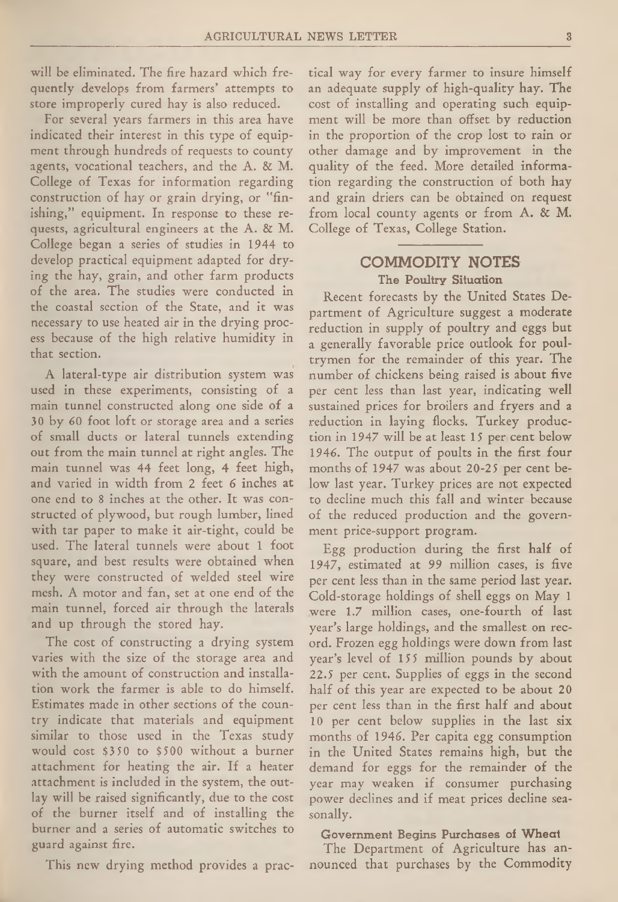will be eliminated. The fire hazard which frequently develops from farmers' attempts to store improperly cured hay is also reduced.

For several years farmers in this area have indicated their interest in this type of equipment through hundreds of requests to county agents, vocational teachers, and the A. & M. College of Texas for information regarding construction of hay or grain drying, or "finishing," equipment. In response to these requests, agricultural engineers at the A. & M. College began a series of studies in 1944 to develop practical equipment adapted for drying the hay, grain, and other farm products of the area. The studies were conducted in the coastal section of the State, and it was necessary to use heated air in the drying process because of the high relative humidity in that section.

A lateral-type air distribution system was used in these experiments, consisting of a main tunnel constructed along one side of a 30 by 60 foot loft or storage area and a series of small ducts or lateral tunnels extending out from the main tunnel at right angles. The main tunnel was 44 feet long, 4 feet high, and varied in width from 2 feet 6 inches at one end to 8 inches at the other. It was constructed of plywood, but rough lumber, lined with tar paper to make it air-tight, could be used. The lateral tunnels were about 1 foot square, and best results were obtained when they were constructed of welded steel wire mesh. A motor and fan, set at one end of the main tunnel, forced air through the laterals and up through the stored hay.

The cost of constructing a drying system varies with the size of the storage area and with the amount of construction and installation work the farmer is able to do himself. Estimates made in other sections of the country indicate that materials and equipment similar to those used in the Texas study would cost $350 to $500 without a burner attachment for heating the air. If a heater attachment is included in the system, the outlay will be raised significantly, due to the cost of the burner itself and of installing the burner and a series of automatic switches to guard against fire.

This new drying method provides a practical way for every farmer to insure himself an adequate supply of high-quality hay. The cost of installing and operating such equipment will be more than offset by reduction in the proportion of the crop lost to rain or other damage and by improvement in the quality of the feed. More detailed information regarding the construction of both hay and grain driers can be obtained on request from local county agents or from A. & M. College of Texas, College Station.

## COMMODITY NOTES

### The Poultry Situation

Recent forecasts by the United States Department of Agriculture suggest a moderate reduction in supply of poultry and eggs but a generally favorable price outlook for poultrymen for the remainder of this year. The number of chickens being raised is about five per cent less than last year, indicating well sustained prices for broilers and fryers and a reduction in laying flocks. Turkey production in 1947 will be at least 15 per cent below 1946. The output of poults in the first four months of 1947 was about 20-25 per cent below last year. Turkey prices are not expected to decline much this fall and winter because of the reduced production and the government price-support program.

Egg production during the first half of 1947, estimated at 99 million cases, is five per cent less than in the same period last year. Cold-storage holdings of shell eggs on May 1 were 1.7 million cases, one-fourth of last year's large holdings, and the smallest on record. Frozen egg holdings were down from last year's level of 155 million pounds by about 22.5 per cent. Supplies of eggs in the second half of this year are expected to be about 20 per cent less than in the first half and about 10 per cent below supplies in the last six months of 1946. Per capita egg consumption in the United States remains high, but the demand for eggs for the remainder of the year may weaken if consumer purchasing power declines and if meat prices decline seasonally.

### Government Begins Purchases of Wheat

The Department of Agriculture has announced that purchases by the Commodity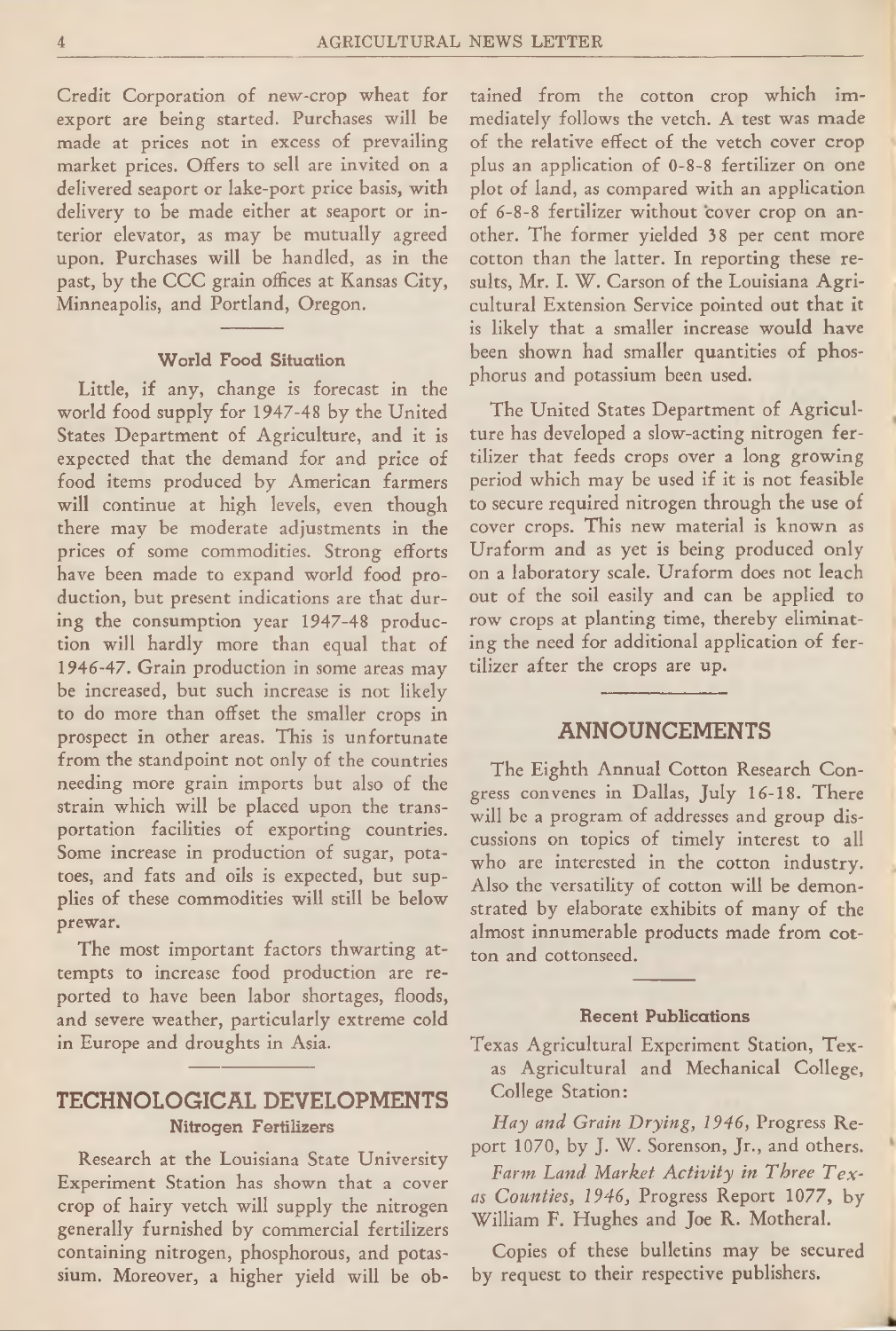Credit Corporation of new-crop wheat for export are being started. Purchases will be made at prices not in excess of prevailing market prices. Offers to sell are invited on a delivered seaport or lake-port price basis, with delivery to be made either at seaport or interior elevator, as may be mutually agreed upon. Purchases will be handled, as in the past, by the CCC grain offices at Kansas City, Minneapolis, and Portland, Oregon.

### World Food Situation

Little, if any, change is forecast in the world food supply for 1947-48 by the United States Department of Agriculture, and it is expected that the demand for and price of food items produced by American farmers will continue at high levels, even though there may be moderate adjustments in the prices of some commodities. Strong efforts have been made to expand world food production, but present indications are that during the consumption year 1947-48 production will hardly more than equal that of 1946-47. Grain production in some areas may be increased, but such increase is not likely to do more than offset the smaller crops in prospect in other areas. This is unfortunate from the standpoint not only of the countries needing more grain imports but also of the strain which will be placed upon the transportation facilities of exporting countries. Some increase in production of sugar, potatoes, and fats and oils is expected, but supplies of these commodities will still be below prewar.

The most important factors thwarting attempts to increase food production are reported to have been labor shortages, floods, and severe weather, particularly extreme cold in Europe and droughts in Asia.

## TECHNOLOGICAL DEVELOPMENTS

### Nitrogen Fertilizers

Research at the Louisiana State University Experiment Station has shown that a cover crop of hairy vetch will supply the nitrogen generally furnished by commercial fertilizers containing nitrogen, phosphorous, and potassium. Moreover, a higher yield will be obtained from the cotton crop which immediately follows the vetch. A test was made of the relative effect of the vetch cover crop plus an application of 0-8-8 fertilizer on one plot of land, as compared with an application of 6-8-8 fertilizer without cover crop on another. The former yielded 38 per cent more cotton than the latter. In reporting these results, Mr. I. W. Carson of the Louisiana Agricultural Extension Service pointed out that it is likely that a smaller increase would have been shown had smaller quantities of phosphorus and potassium been used.

The United States Department of Agriculture has developed a slow-acting nitrogen fertilizer that feeds crops over a long growing period which may be used if it is not feasible to secure required nitrogen through the use of cover crops. This new material is known as Uraform and as yet is being produced only on a laboratory scale. Uraform does not leach out of the soil easily and can be applied to row crops at planting time, thereby eliminating the need for additional application of fertilizer after the crops are up.

## ANNOUNCEMENTS

The Eighth Annual Cotton Research Congress convenes in Dallas, July 16-18. There will be a program of addresses and group discussions on topics of timely interest to all who are interested in the cotton industry. Also the versatility of cotton will be demonstrated by elaborate exhibits of many of the almost innumerable products made from cotton and cottonseed.

### Recent Publications

Texas Agricultural Experiment Station, Texas Agricultural and Mechanical College, College Station:

*Hay and Grain Drying, 1946*, Progress Report 1070, by J. W. Sorenson, Jr., and others.

*Farm Land Market Activity in Three Texas Counties, 1946*, Progress Report 1077, by William F. Hughes and Joe R. Motheral.

Copies of these bulletins may be secured by request to their respective publishers.